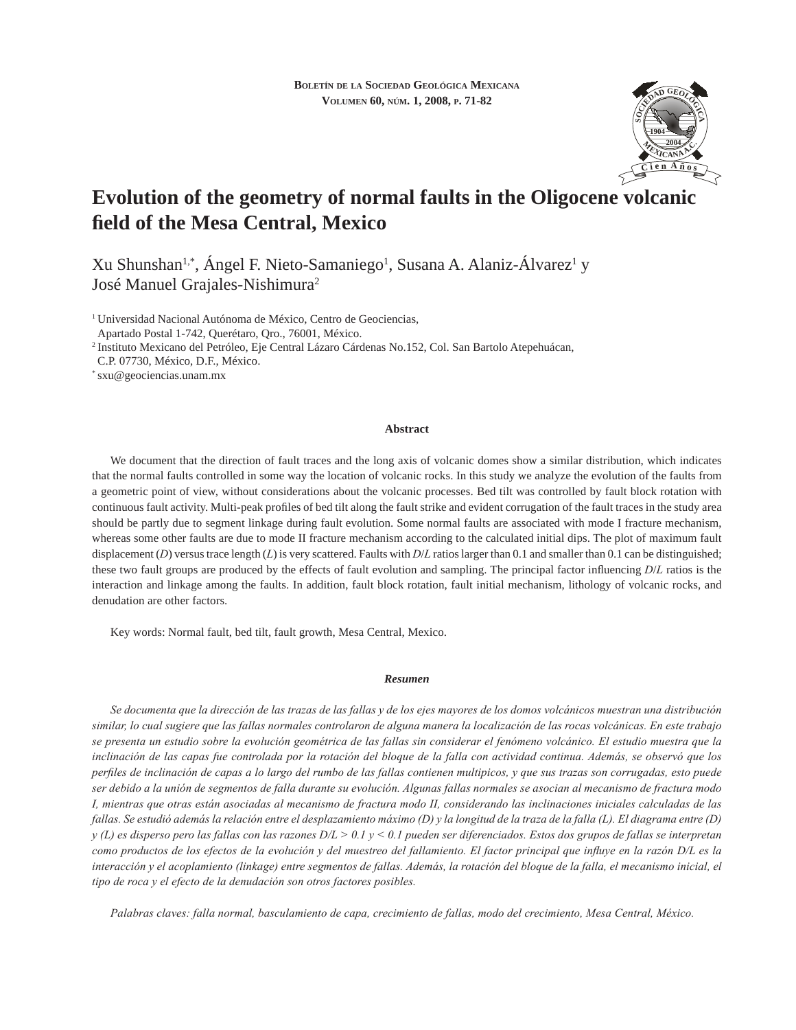# Evolution of the geometry of normal faults in the Oligocene volcanic field of the Mesa Central, Mexico

Xu Shunshan[1,*], Ángel F. Nieto-Samaniego[1], Susana A. Alaniz-Álvarez[1] y José Manuel Grajales-Nishimura[2]

[1] Universidad Nacional Autónoma de México, Centro de Geociencias, Apartado Postal 1-742, Querétaro, Qro., 76001, México.
[2] Instituto Mexicano del Petróleo, Eje Central Lázaro Cárdenas No.152, Col. San Bartolo Atepehuácan, C.P. 07730, México, D.F., México.
[*] sxu@geociencias.unam.mx

## Abstract

We document that the direction of fault traces and the long axis of volcanic domes show a similar distribution, which indicates that the normal faults controlled in some way the location of volcanic rocks. In this study we analyze the evolution of the faults from a geometric point of view, without considerations about the volcanic processes. Bed tilt was controlled by fault block rotation with continuous fault activity. Multi-peak profiles of bed tilt along the fault strike and evident corrugation of the fault traces in the study area should be partly due to segment linkage during fault evolution. Some normal faults are associated with mode I fracture mechanism, whereas some other faults are due to mode II fracture mechanism according to the calculated initial dips. The plot of maximum fault displacement (*D*) versus trace length (*L*) is very scattered. Faults with *D*/*L* ratios larger than 0.1 and smaller than 0.1 can be distinguished; these two fault groups are produced by the effects of fault evolution and sampling. The principal factor influencing *D*/*L* ratios is the interaction and linkage among the faults. In addition, fault block rotation, fault initial mechanism, lithology of volcanic rocks, and denudation are other factors.

Key words: Normal fault, bed tilt, fault growth, Mesa Central, Mexico.

## *Resumen*

*Se documenta que la dirección de las trazas de las fallas y de los ejes mayores de los domos volcánicos muestran una distribución similar, lo cual sugiere que las fallas normales controlaron de alguna manera la localización de las rocas volcánicas. En este trabajo se presenta un estudio sobre la evolución geométrica de las fallas sin considerar el fenómeno volcánico. El estudio muestra que la inclinación de las capas fue controlada por la rotación del bloque de la falla con actividad continua. Además, se observó que los perfiles de inclinación de capas a lo largo del rumbo de las fallas contienen multipicos, y que sus trazas son corrugadas, esto puede ser debido a la unión de segmentos de falla durante su evolución. Algunas fallas normales se asocian al mecanismo de fractura modo I, mientras que otras están asociadas al mecanismo de fractura modo II, considerando las inclinaciones iniciales calculadas de las fallas. Se estudió además la relación entre el desplazamiento máximo (D) y la longitud de la traza de la falla (L). El diagrama entre (D) y (L) es disperso pero las fallas con las razones D/L > 0.1 y < 0.1 pueden ser diferenciados. Estos dos grupos de fallas se interpretan como productos de los efectos de la evolución y del muestreo del fallamiento. El factor principal que influye en la razón D/L es la interacción y el acoplamiento (linkage) entre segmentos de fallas. Además, la rotación del bloque de la falla, el mecanismo inicial, el tipo de roca y el efecto de la denudación son otros factores posibles.*

*Palabras claves: falla normal, basculamiento de capa, crecimiento de fallas, modo del crecimiento, Mesa Central, México.*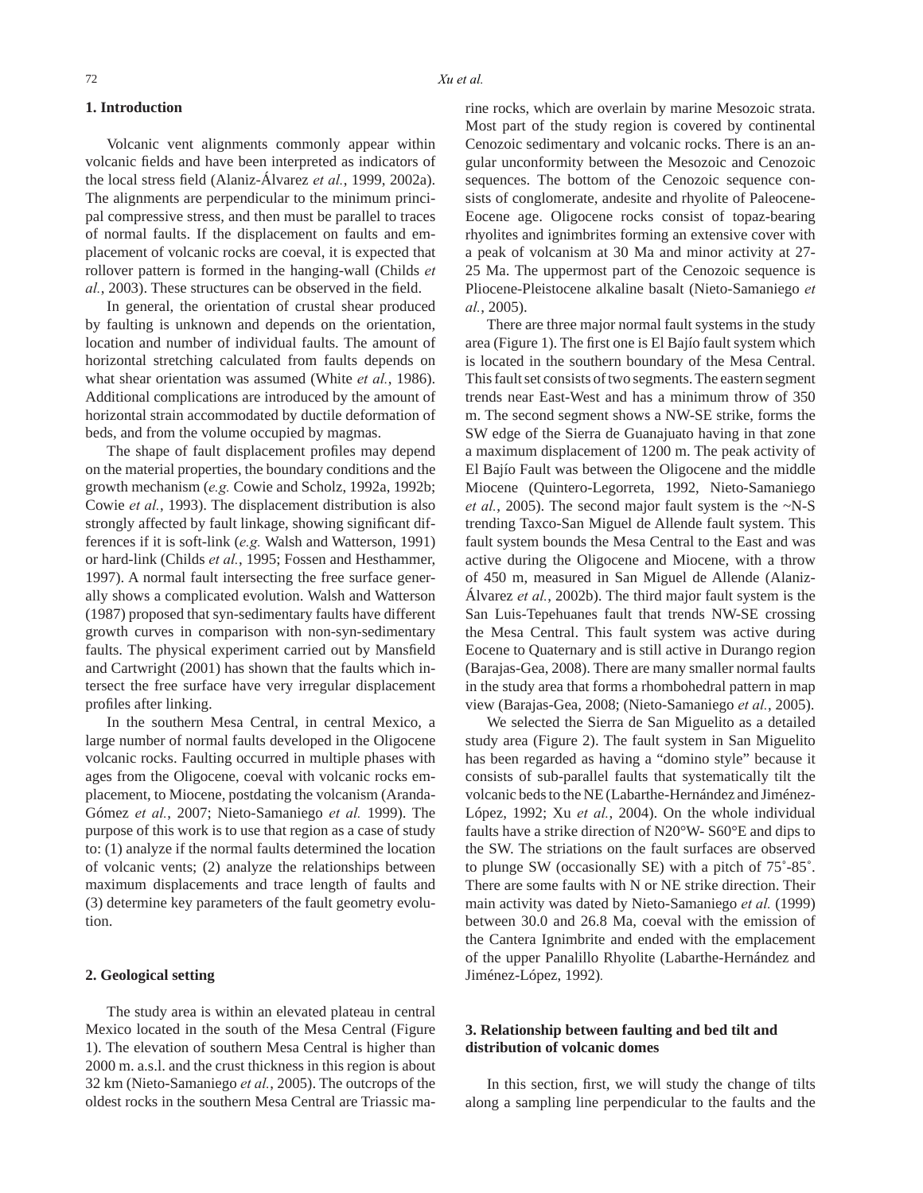## 1. Introduction

Volcanic vent alignments commonly appear within volcanic fields and have been interpreted as indicators of the local stress field (Alaniz-Álvarez *et al.*, 1999, 2002a). The alignments are perpendicular to the minimum principal compressive stress, and then must be parallel to traces of normal faults. If the displacement on faults and emplacement of volcanic rocks are coeval, it is expected that rollover pattern is formed in the hanging-wall (Childs *et al.*, 2003). These structures can be observed in the field.

In general, the orientation of crustal shear produced by faulting is unknown and depends on the orientation, location and number of individual faults. The amount of horizontal stretching calculated from faults depends on what shear orientation was assumed (White *et al.*, 1986). Additional complications are introduced by the amount of horizontal strain accommodated by ductile deformation of beds, and from the volume occupied by magmas.

The shape of fault displacement profiles may depend on the material properties, the boundary conditions and the growth mechanism (*e.g.* Cowie and Scholz, 1992a, 1992b; Cowie *et al.*, 1993). The displacement distribution is also strongly affected by fault linkage, showing significant differences if it is soft-link (*e.g.* Walsh and Watterson, 1991) or hard-link (Childs *et al.*, 1995; Fossen and Hesthammer, 1997). A normal fault intersecting the free surface generally shows a complicated evolution. Walsh and Watterson (1987) proposed that syn-sedimentary faults have different growth curves in comparison with non-syn-sedimentary faults. The physical experiment carried out by Mansfield and Cartwright (2001) has shown that the faults which intersect the free surface have very irregular displacement profiles after linking.

In the southern Mesa Central, in central Mexico, a large number of normal faults developed in the Oligocene volcanic rocks. Faulting occurred in multiple phases with ages from the Oligocene, coeval with volcanic rocks emplacement, to Miocene, postdating the volcanism (Aranda-Gómez *et al.*, 2007; Nieto-Samaniego *et al.* 1999). The purpose of this work is to use that region as a case of study to: (1) analyze if the normal faults determined the location of volcanic vents; (2) analyze the relationships between maximum displacements and trace length of faults and (3) determine key parameters of the fault geometry evolution.

## 2. Geological setting

The study area is within an elevated plateau in central Mexico located in the south of the Mesa Central (Figure 1). The elevation of southern Mesa Central is higher than 2000 m. a.s.l. and the crust thickness in this region is about 32 km (Nieto-Samaniego *et al.*, 2005). The outcrops of the oldest rocks in the southern Mesa Central are Triassic marine rocks, which are overlain by marine Mesozoic strata. Most part of the study region is covered by continental Cenozoic sedimentary and volcanic rocks. There is an angular unconformity between the Mesozoic and Cenozoic sequences. The bottom of the Cenozoic sequence consists of conglomerate, andesite and rhyolite of Paleocene-Eocene age. Oligocene rocks consist of topaz-bearing rhyolites and ignimbrites forming an extensive cover with a peak of volcanism at 30 Ma and minor activity at 27-25 Ma. The uppermost part of the Cenozoic sequence is Pliocene-Pleistocene alkaline basalt (Nieto-Samaniego *et al.*, 2005).

There are three major normal fault systems in the study area (Figure 1). The first one is El Bajío fault system which is located in the southern boundary of the Mesa Central. This fault set consists of two segments. The eastern segment trends near East-West and has a minimum throw of 350 m. The second segment shows a NW-SE strike, forms the SW edge of the Sierra de Guanajuato having in that zone a maximum displacement of 1200 m. The peak activity of El Bajío Fault was between the Oligocene and the middle Miocene (Quintero-Legorreta, 1992, Nieto-Samaniego *et al.*, 2005). The second major fault system is the ~N-S trending Taxco-San Miguel de Allende fault system. This fault system bounds the Mesa Central to the East and was active during the Oligocene and Miocene, with a throw of 450 m, measured in San Miguel de Allende (Alaniz-Álvarez *et al.*, 2002b). The third major fault system is the San Luis-Tepehuanes fault that trends NW-SE crossing the Mesa Central. This fault system was active during Eocene to Quaternary and is still active in Durango region (Barajas-Gea, 2008). There are many smaller normal faults in the study area that forms a rhombohedral pattern in map view (Barajas-Gea, 2008; (Nieto-Samaniego *et al.*, 2005).

We selected the Sierra de San Miguelito as a detailed study area (Figure 2). The fault system in San Miguelito has been regarded as having a "domino style" because it consists of sub-parallel faults that systematically tilt the volcanic beds to the NE (Labarthe-Hernández and Jiménez-López, 1992; Xu *et al.*, 2004). On the whole individual faults have a strike direction of N20°W- S60°E and dips to the SW. The striations on the fault surfaces are observed to plunge SW (occasionally SE) with a pitch of 75˚-85˚. There are some faults with N or NE strike direction. Their main activity was dated by Nieto-Samaniego *et al.* (1999) between 30.0 and 26.8 Ma, coeval with the emission of the Cantera Ignimbrite and ended with the emplacement of the upper Panalillo Rhyolite (Labarthe-Hernández and Jiménez-López, 1992).

## 3. Relationship between faulting and bed tilt and distribution of volcanic domes

In this section, first, we will study the change of tilts along a sampling line perpendicular to the faults and the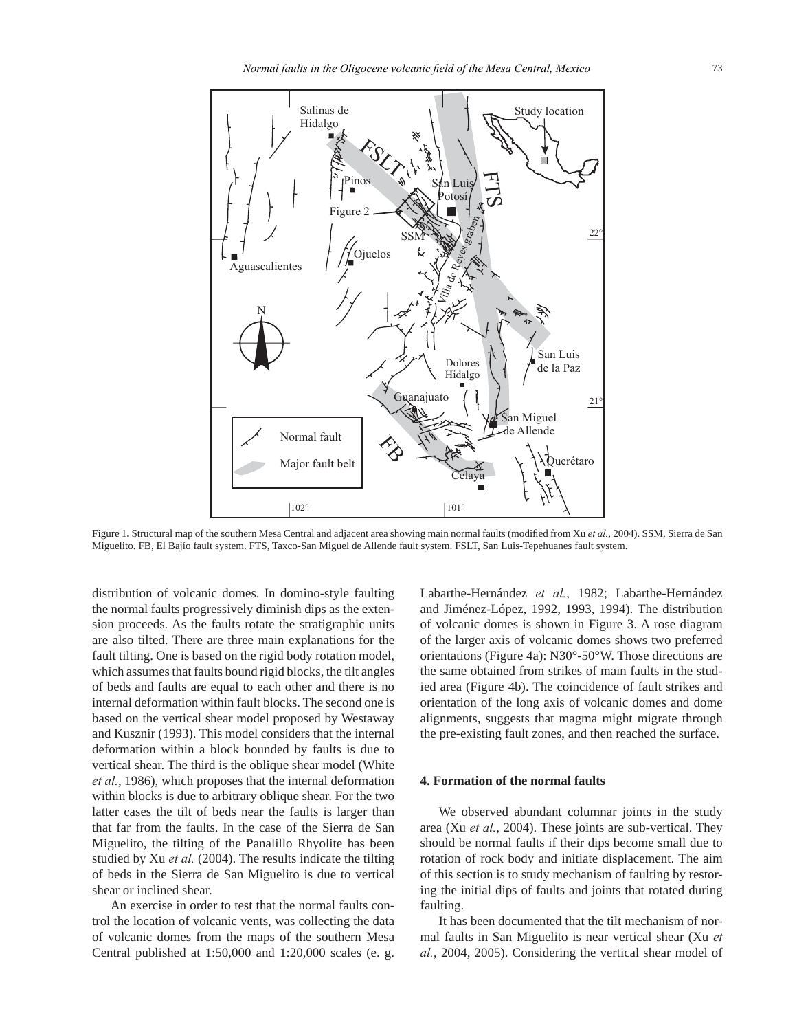Figure 1. Structural map of the southern Mesa Central and adjacent area showing main normal faults (modified from Xu *et al.*, 2004). SSM, Sierra de San Miguelito. FB, El Bajío fault system. FTS, Taxco-San Miguel de Allende fault system. FSLT, San Luis-Tepehuanes fault system.

distribution of volcanic domes. In domino-style faulting the normal faults progressively diminish dips as the extension proceeds. As the faults rotate the stratigraphic units are also tilted. There are three main explanations for the fault tilting. One is based on the rigid body rotation model, which assumes that faults bound rigid blocks, the tilt angles of beds and faults are equal to each other and there is no internal deformation within fault blocks. The second one is based on the vertical shear model proposed by Westaway and Kusznir (1993). This model considers that the internal deformation within a block bounded by faults is due to vertical shear. The third is the oblique shear model (White *et al.*, 1986), which proposes that the internal deformation within blocks is due to arbitrary oblique shear. For the two latter cases the tilt of beds near the faults is larger than that far from the faults. In the case of the Sierra de San Miguelito, the tilting of the Panalillo Rhyolite has been studied by Xu *et al.* (2004). The results indicate the tilting of beds in the Sierra de San Miguelito is due to vertical shear or inclined shear.

An exercise in order to test that the normal faults control the location of volcanic vents, was collecting the data of volcanic domes from the maps of the southern Mesa Central published at 1:50,000 and 1:20,000 scales (e. g. Labarthe-Hernández *et al.*, 1982; Labarthe-Hernández and Jiménez-López, 1992, 1993, 1994). The distribution of volcanic domes is shown in Figure 3. A rose diagram of the larger axis of volcanic domes shows two preferred orientations (Figure 4a): N30°-50°W. Those directions are the same obtained from strikes of main faults in the studied area (Figure 4b). The coincidence of fault strikes and orientation of the long axis of volcanic domes and dome alignments, suggests that magma might migrate through the pre-existing fault zones, and then reached the surface.

## 4. Formation of the normal faults

We observed abundant columnar joints in the study area (Xu *et al.*, 2004). These joints are sub-vertical. They should be normal faults if their dips become small due to rotation of rock body and initiate displacement. The aim of this section is to study mechanism of faulting by restoring the initial dips of faults and joints that rotated during faulting.

It has been documented that the tilt mechanism of normal faults in San Miguelito is near vertical shear (Xu *et al.*, 2004, 2005). Considering the vertical shear model of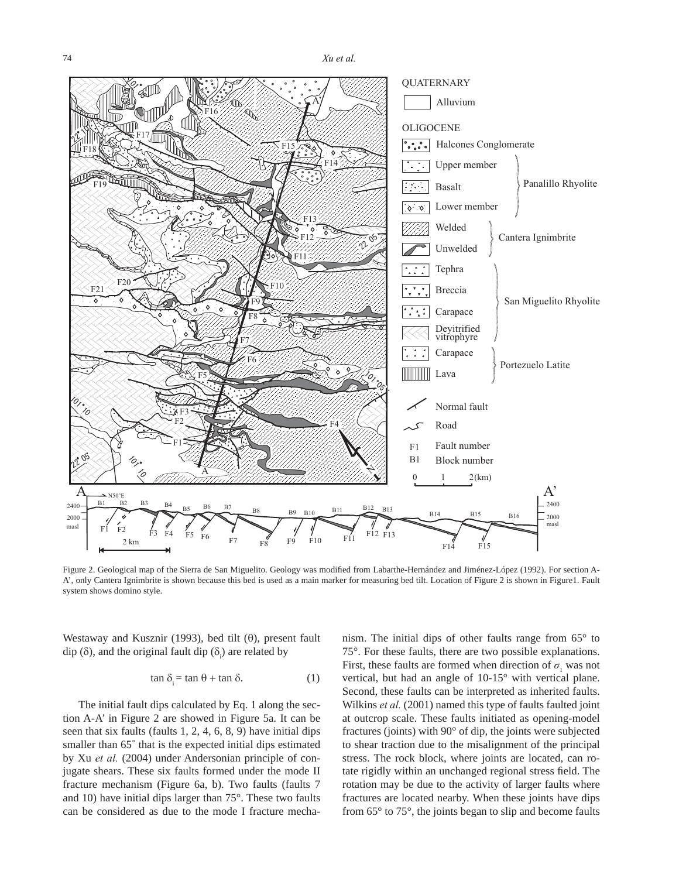Figure 2. Geological map of the Sierra de San Miguelito. Geology was modified from Labarthe-Hernández and Jiménez-López (1992). For section A-A', only Cantera Ignimbrite is shown because this bed is used as a main marker for measuring bed tilt. Location of Figure 2 is shown in Figure1. Fault system shows domino style.

Westaway and Kusznir (1993), bed tilt ($\theta$), present fault dip ($\delta$), and the original fault dip ($\delta_i$) are related by

$$\tan \delta_i = \tan \theta + \tan \delta. \qquad (1)$$

The initial fault dips calculated by Eq. 1 along the section A-A' in Figure 2 are showed in Figure 5a. It can be seen that six faults (faults 1, 2, 4, 6, 8, 9) have initial dips smaller than 65˚ that is the expected initial dips estimated by Xu *et al.* (2004) under Andersonian principle of conjugate shears. These six faults formed under the mode II fracture mechanism (Figure 6a, b). Two faults (faults 7 and 10) have initial dips larger than 75°. These two faults can be considered as due to the mode I fracture mechanism. The initial dips of other faults range from 65° to 75°. For these faults, there are two possible explanations. First, these faults are formed when direction of $\sigma_1$ was not vertical, but had an angle of 10-15° with vertical plane. Second, these faults can be interpreted as inherited faults. Wilkins *et al.* (2001) named this type of faults faulted joint at outcrop scale. These faults initiated as opening-model fractures (joints) with 90° of dip, the joints were subjected to shear traction due to the misalignment of the principal stress. The rock block, where joints are located, can rotate rigidly within an unchanged regional stress field. The rotation may be due to the activity of larger faults where fractures are located nearby. When these joints have dips from 65° to 75°, the joints began to slip and become faults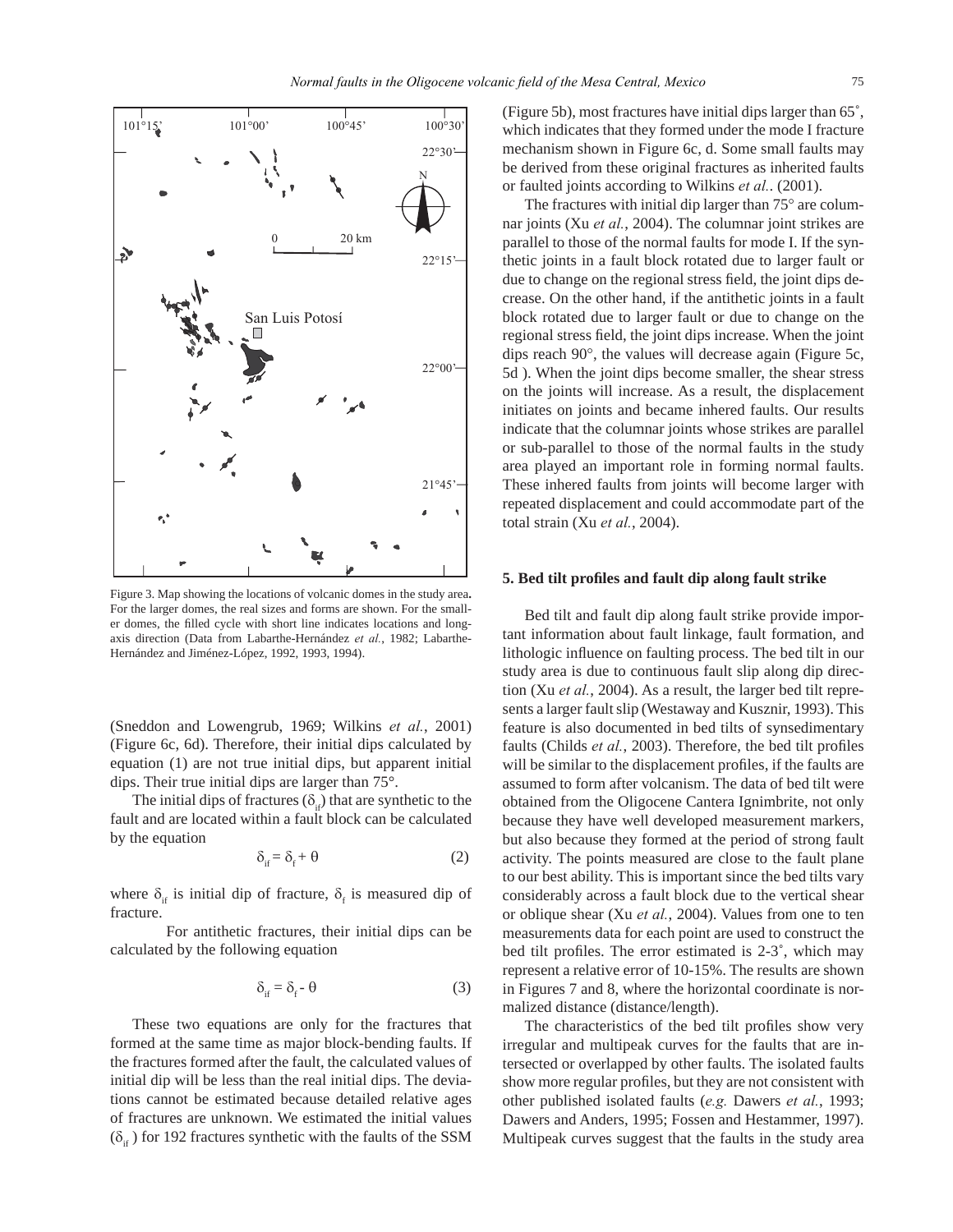Figure 3. Map showing the locations of volcanic domes in the study area. For the larger domes, the real sizes and forms are shown. For the smaller domes, the filled cycle with short line indicates locations and long-axis direction (Data from Labarthe-Hernández *et al.*, 1982; Labarthe-Hernández and Jiménez-López, 1992, 1993, 1994).

(Sneddon and Lowengrub, 1969; Wilkins *et al.*, 2001) (Figure 6c, 6d). Therefore, their initial dips calculated by equation (1) are not true initial dips, but apparent initial dips. Their true initial dips are larger than 75°.

The initial dips of fractures ($\delta_{if}$) that are synthetic to the fault and are located within a fault block can be calculated by the equation

$$\delta_{if} = \delta_f + \theta \quad (2)$$

where $\delta_{if}$ is initial dip of fracture, $\delta_f$ is measured dip of fracture.

For antithetic fractures, their initial dips can be calculated by the following equation

$$\delta_{if} = \delta_f - \theta \quad (3)$$

These two equations are only for the fractures that formed at the same time as major block-bending faults. If the fractures formed after the fault, the calculated values of initial dip will be less than the real initial dips. The deviations cannot be estimated because detailed relative ages of fractures are unknown. We estimated the initial values ($\delta_{if}$) for 192 fractures synthetic with the faults of the SSM (Figure 5b), most fractures have initial dips larger than 65˚, which indicates that they formed under the mode I fracture mechanism shown in Figure 6c, d. Some small faults may be derived from these original fractures as inherited faults or faulted joints according to Wilkins *et al.*. (2001).

The fractures with initial dip larger than 75° are columnar joints (Xu *et al.*, 2004). The columnar joint strikes are parallel to those of the normal faults for mode I. If the synthetic joints in a fault block rotated due to larger fault or due to change on the regional stress field, the joint dips decrease. On the other hand, if the antithetic joints in a fault block rotated due to larger fault or due to change on the regional stress field, the joint dips increase. When the joint dips reach 90°, the values will decrease again (Figure 5c, 5d ). When the joint dips become smaller, the shear stress on the joints will increase. As a result, the displacement initiates on joints and became inhered faults. Our results indicate that the columnar joints whose strikes are parallel or sub-parallel to those of the normal faults in the study area played an important role in forming normal faults. These inhered faults from joints will become larger with repeated displacement and could accommodate part of the total strain (Xu *et al.*, 2004).

## 5. Bed tilt profiles and fault dip along fault strike

Bed tilt and fault dip along fault strike provide important information about fault linkage, fault formation, and lithologic influence on faulting process. The bed tilt in our study area is due to continuous fault slip along dip direction (Xu *et al.*, 2004). As a result, the larger bed tilt represents a larger fault slip (Westaway and Kusznir, 1993). This feature is also documented in bed tilts of synsedimentary faults (Childs *et al.*, 2003). Therefore, the bed tilt profiles will be similar to the displacement profiles, if the faults are assumed to form after volcanism. The data of bed tilt were obtained from the Oligocene Cantera Ignimbrite, not only because they have well developed measurement markers, but also because they formed at the period of strong fault activity. The points measured are close to the fault plane to our best ability. This is important since the bed tilts vary considerably across a fault block due to the vertical shear or oblique shear (Xu *et al.*, 2004). Values from one to ten measurements data for each point are used to construct the bed tilt profiles. The error estimated is 2-3˚, which may represent a relative error of 10-15%. The results are shown in Figures 7 and 8, where the horizontal coordinate is normalized distance (distance/length).

The characteristics of the bed tilt profiles show very irregular and multipeak curves for the faults that are intersected or overlapped by other faults. The isolated faults show more regular profiles, but they are not consistent with other published isolated faults (*e.g.* Dawers *et al.*, 1993; Dawers and Anders, 1995; Fossen and Hestammer, 1997). Multipeak curves suggest that the faults in the study area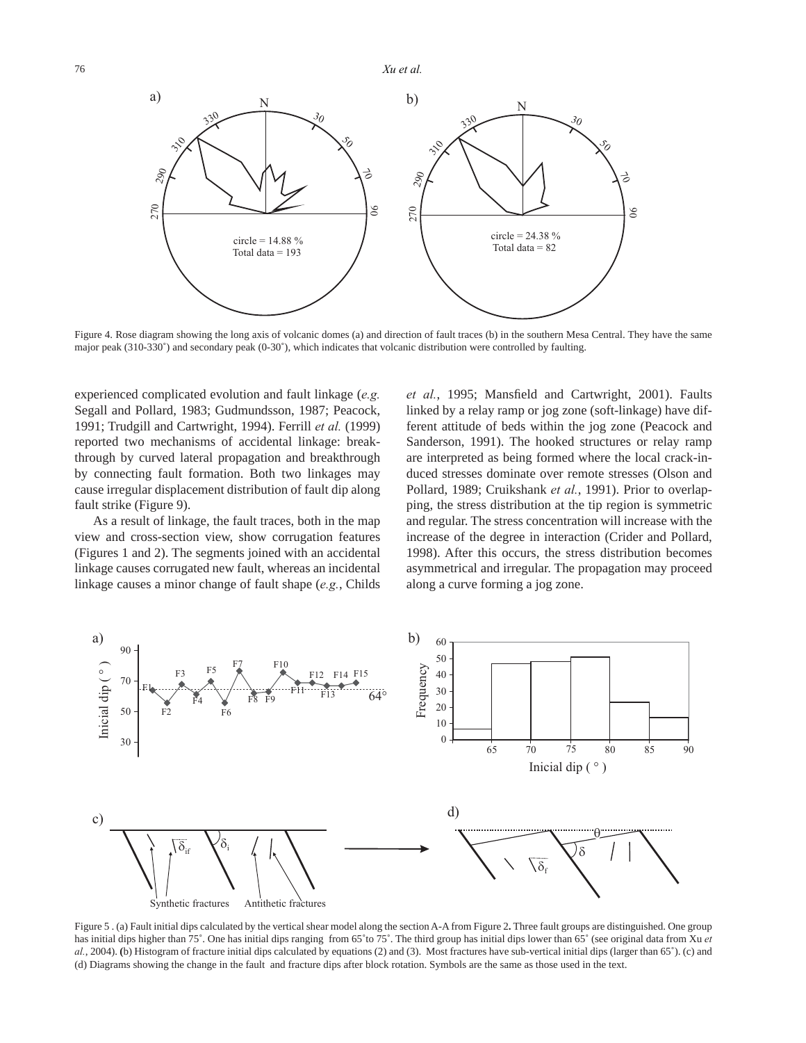Figure 4. Rose diagram showing the long axis of volcanic domes (a) and direction of fault traces (b) in the southern Mesa Central. They have the same major peak (310-330˚) and secondary peak (0-30˚), which indicates that volcanic distribution were controlled by faulting.

experienced complicated evolution and fault linkage (*e.g.* Segall and Pollard, 1983; Gudmundsson, 1987; Peacock, 1991; Trudgill and Cartwright, 1994). Ferrill *et al.* (1999) reported two mechanisms of accidental linkage: breakthrough by curved lateral propagation and breakthrough by connecting fault formation. Both two linkages may cause irregular displacement distribution of fault dip along fault strike (Figure 9).

As a result of linkage, the fault traces, both in the map view and cross-section view, show corrugation features (Figures 1 and 2). The segments joined with an accidental linkage causes corrugated new fault, whereas an incidental linkage causes a minor change of fault shape (*e.g.*, Childs *et al.*, 1995; Mansfield and Cartwright, 2001). Faults linked by a relay ramp or jog zone (soft-linkage) have different attitude of beds within the jog zone (Peacock and Sanderson, 1991). The hooked structures or relay ramp are interpreted as being formed where the local crack-induced stresses dominate over remote stresses (Olson and Pollard, 1989; Cruikshank *et al.*, 1991). Prior to overlapping, the stress distribution at the tip region is symmetric and regular. The stress concentration will increase with the increase of the degree in interaction (Crider and Pollard, 1998). After this occurs, the stress distribution becomes asymmetrical and irregular. The propagation may proceed along a curve forming a jog zone.

Figure 5 . (a) Fault initial dips calculated by the vertical shear model along the section A-A from Figure 2**.** Three fault groups are distinguished. One group has initial dips higher than 75˚. One has initial dips ranging from 65˚to 75˚. The third group has initial dips lower than 65˚ (see original data from Xu *et al.*, 2004). **(**b) Histogram of fracture initial dips calculated by equations (2) and (3). Most fractures have sub-vertical initial dips (larger than 65˚). (c) and (d) Diagrams showing the change in the fault and fracture dips after block rotation. Symbols are the same as those used in the text.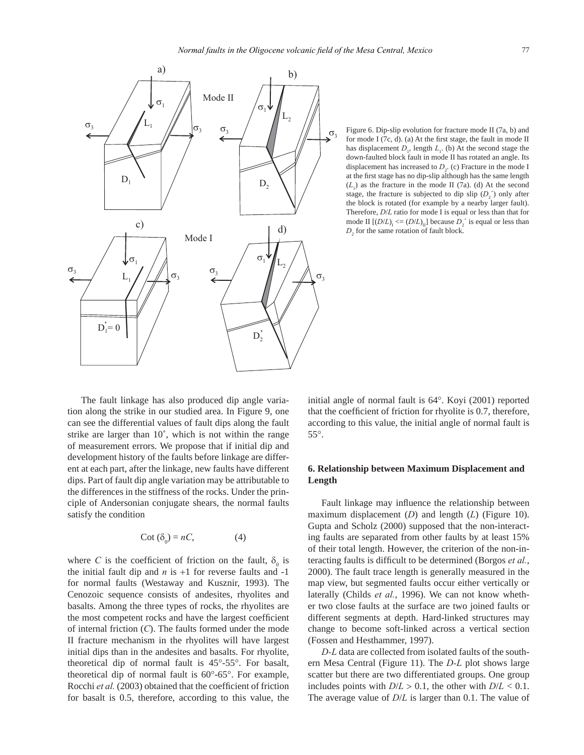Figure 6. Dip-slip evolution for fracture mode II (7a, b) and for mode I (7c, d). (a) At the first stage, the fault in mode II has displacement $D_1$, length $L_1$. (b) At the second stage the down-faulted block fault in mode II has rotated an angle. Its displacement has increased to $D_2$. (c) Fracture in the mode I at the first stage has no dip-slip although has the same length ($L_1$) as the fracture in the mode II (7a). (d) At the second stage, the fracture is subjected to dip slip ($D_2'$) only after the block is rotated (for example by a nearby larger fault). Therefore, $D/L$ ratio for mode I is equal or less than that for mode II [$(D/L)_I <= (D/L)_{II}$] because $D_2'$ is equal or less than $D_2$ for the same rotation of fault block.

The fault linkage has also produced dip angle variation along the strike in our studied area. In Figure 9, one can see the differential values of fault dips along the fault strike are larger than 10˚, which is not within the range of measurement errors. We propose that if initial dip and development history of the faults before linkage are different at each part, after the linkage, new faults have different dips. Part of fault dip angle variation may be attributable to the differences in the stiffness of the rocks. Under the principle of Andersonian conjugate shears, the normal faults satisfy the condition

$$\text{Cot}\ (\delta_0) = nC, \qquad (4)$$

where $C$ is the coefficient of friction on the fault, $\delta_0$ is the initial fault dip and $n$ is +1 for reverse faults and -1 for normal faults (Westaway and Kusznir, 1993). The Cenozoic sequence consists of andesites, rhyolites and basalts. Among the three types of rocks, the rhyolites are the most competent rocks and have the largest coefficient of internal friction ($C$). The faults formed under the mode II fracture mechanism in the rhyolites will have largest initial dips than in the andesites and basalts. For rhyolite, theoretical dip of normal fault is 45°-55°. For basalt, theoretical dip of normal fault is 60°-65°. For example, Rocchi *et al.* (2003) obtained that the coefficient of friction for basalt is 0.5, therefore, according to this value, the initial angle of normal fault is 64°. Koyi (2001) reported that the coefficient of friction for rhyolite is 0.7, therefore, according to this value, the initial angle of normal fault is 55°.

## 6. Relationship between Maximum Displacement and Length

Fault linkage may influence the relationship between maximum displacement ($D$) and length ($L$) (Figure 10). Gupta and Scholz (2000) supposed that the non-interacting faults are separated from other faults by at least 15% of their total length. However, the criterion of the non-interacting faults is difficult to be determined (Borgos *et al.*, 2000). The fault trace length is generally measured in the map view, but segmented faults occur either vertically or laterally (Childs *et al.*, 1996). We can not know whether two close faults at the surface are two joined faults or different segments at depth. Hard-linked structures may change to become soft-linked across a vertical section (Fossen and Hesthammer, 1997).

*D-L* data are collected from isolated faults of the southern Mesa Central (Figure 11). The *D-L* plot shows large scatter but there are two differentiated groups. One group includes points with $D/L > 0.1$, the other with $D/L < 0.1$. The average value of $D/L$ is larger than 0.1. The value of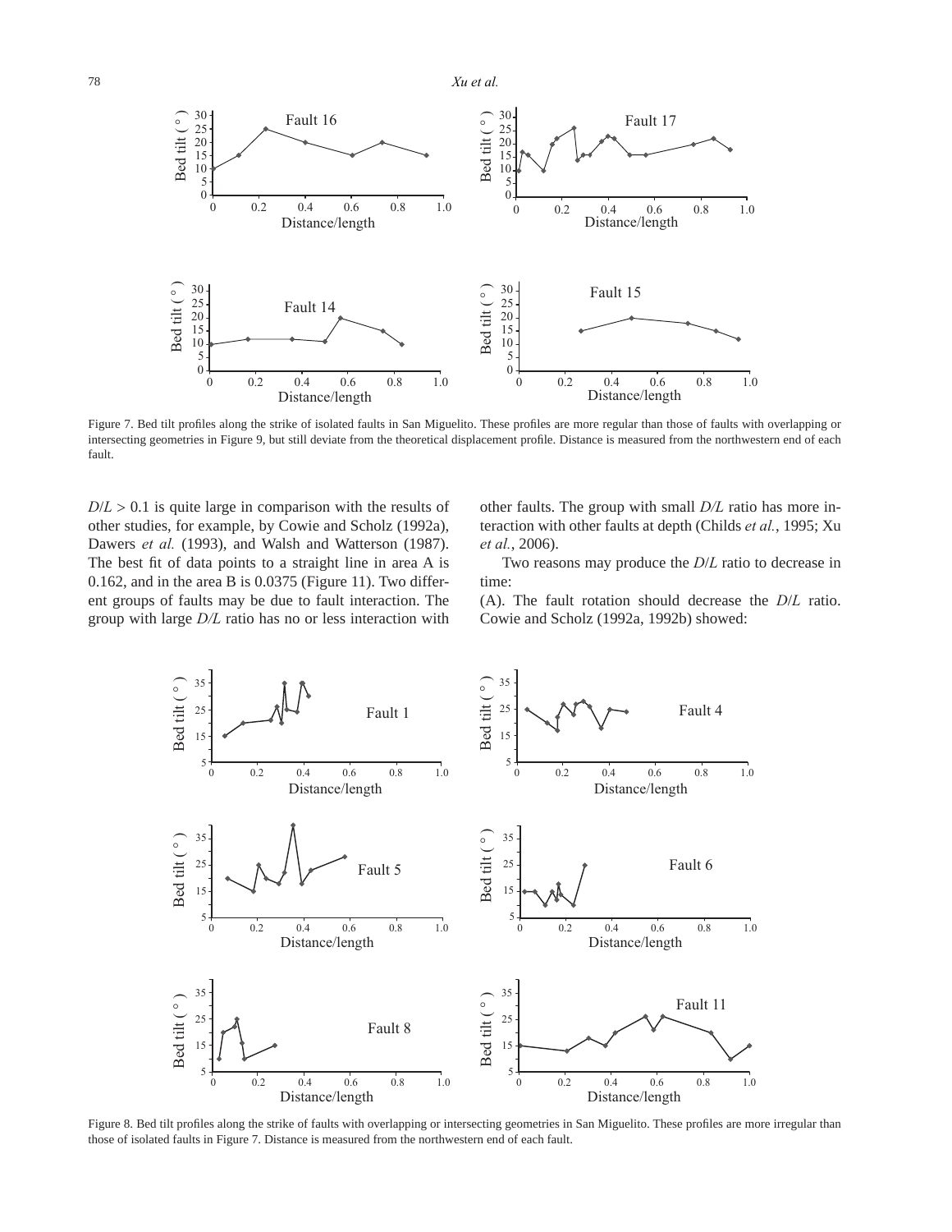Figure 7. Bed tilt profiles along the strike of isolated faults in San Miguelito. These profiles are more regular than those of faults with overlapping or intersecting geometries in Figure 9, but still deviate from the theoretical displacement profile. Distance is measured from the northwestern end of each fault.

$D/L > 0.1$ is quite large in comparison with the results of other studies, for example, by Cowie and Scholz (1992a), Dawers *et al.* (1993), and Walsh and Watterson (1987). The best fit of data points to a straight line in area A is 0.162, and in the area B is 0.0375 (Figure 11). Two different groups of faults may be due to fault interaction. The group with large *D/L* ratio has no or less interaction with other faults. The group with small *D/L* ratio has more interaction with other faults at depth (Childs *et al.*, 1995; Xu *et al.*, 2006).

Two reasons may produce the *D*/*L* ratio to decrease in time:

(A). The fault rotation should decrease the *D*/*L* ratio. Cowie and Scholz (1992a, 1992b) showed:

Figure 8. Bed tilt profiles along the strike of faults with overlapping or intersecting geometries in San Miguelito. These profiles are more irregular than those of isolated faults in Figure 7. Distance is measured from the northwestern end of each fault.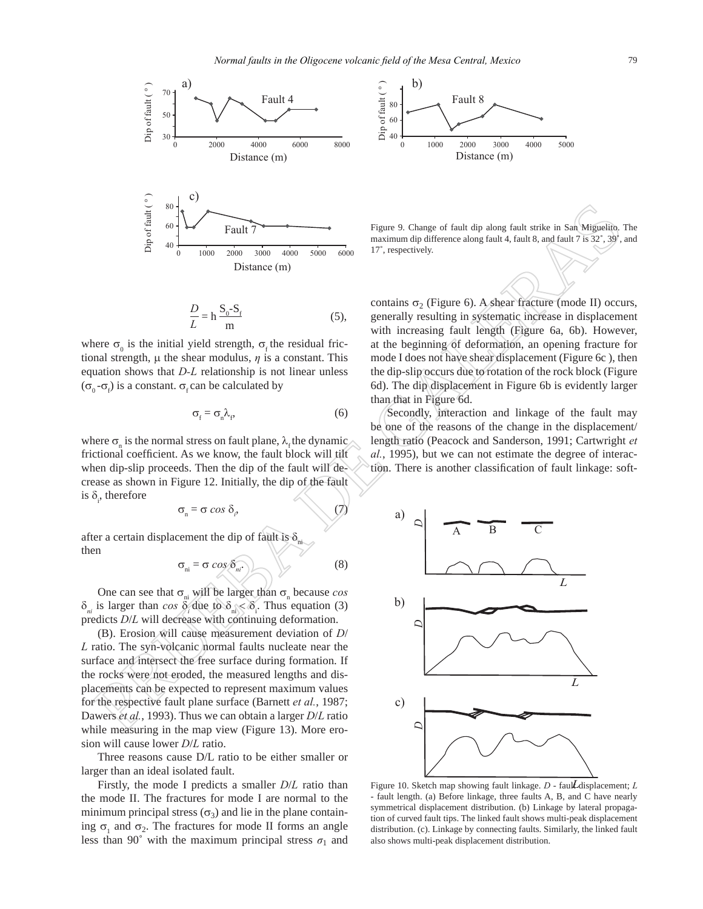Figure 9. Change of fault dip along fault strike in San Miguelito. The maximum dip difference along fault 4, fault 8, and fault 7 is 32˚, 39˚, and 17˚, respectively.

$$\frac{D}{L} = h\,\frac{S_0\text{-}S_f}{m} \qquad (5),$$

where $\sigma_0$ is the initial yield strength, $\sigma_f$ the residual frictional strength, $\mu$ the shear modulus, $\eta$ is a constant. This equation shows that *D-L* relationship is not linear unless ($\sigma_0$-$\sigma_f$) is a constant. $\sigma_f$ can be calculated by

$$\sigma_f = \sigma_n \lambda_f, \qquad (6)$$

where $\sigma_n$ is the normal stress on fault plane, $\lambda_f$ the dynamic frictional coefficient. As we know, the fault block will tilt when dip-slip proceeds. Then the dip of the fault will decrease as shown in Figure 12. Initially, the dip of the fault is $\delta_i$, therefore

$$\sigma_n = \sigma \cos \delta_i, \qquad (7)$$

after a certain displacement the dip of fault is $\delta_{ni}$ then

$$\sigma_{ni} = \sigma \cos \delta_{ni}. \qquad (8)$$

One can see that $\sigma_{ni}$ will be larger than $\sigma_n$ because $\cos \delta_{ni}$ is larger than $\cos \delta_i$ due to $\delta_{ni} < \delta_i$. Thus equation (3) predicts *D*/*L* will decrease with continuing deformation.

(B). Erosion will cause measurement deviation of *D*/*L* ratio. The syn-volcanic normal faults nucleate near the surface and intersect the free surface during formation. If the rocks were not eroded, the measured lengths and displacements can be expected to represent maximum values for the respective fault plane surface (Barnett *et al.*, 1987; Dawers *et al.*, 1993). Thus we can obtain a larger *D*/*L* ratio while measuring in the map view (Figure 13). More erosion will cause lower *D*/*L* ratio.

Three reasons cause D/L ratio to be either smaller or larger than an ideal isolated fault.

Firstly, the mode I predicts a smaller *D*/*L* ratio than the mode II. The fractures for mode I are normal to the minimum principal stress ($\sigma_3$) and lie in the plane containing $\sigma_1$ and $\sigma_2$. The fractures for mode II forms an angle less than 90˚ with the maximum principal stress $\sigma_1$ and contains $\sigma_2$ (Figure 6). A shear fracture (mode II) occurs, generally resulting in systematic increase in displacement with increasing fault length (Figure 6a, 6b). However, at the beginning of deformation, an opening fracture for mode I does not have shear displacement (Figure 6c ), then the dip-slip occurs due to rotation of the rock block (Figure 6d). The dip displacement in Figure 6b is evidently larger than that in Figure 6d.

Secondly, interaction and linkage of the fault may be one of the reasons of the change in the displacement/length ratio (Peacock and Sanderson, 1991; Cartwright *et al.*, 1995), but we can not estimate the degree of interaction. There is another classification of fault linkage: soft-

Figure 10. Sketch map showing fault linkage. *D* - fault displacement; *L* - fault length. (a) Before linkage, three faults A, B, and C have nearly symmetrical displacement distribution. (b) Linkage by lateral propagation of curved fault tips. The linked fault shows multi-peak displacement distribution. (c). Linkage by connecting faults. Similarly, the linked fault also shows multi-peak displacement distribution.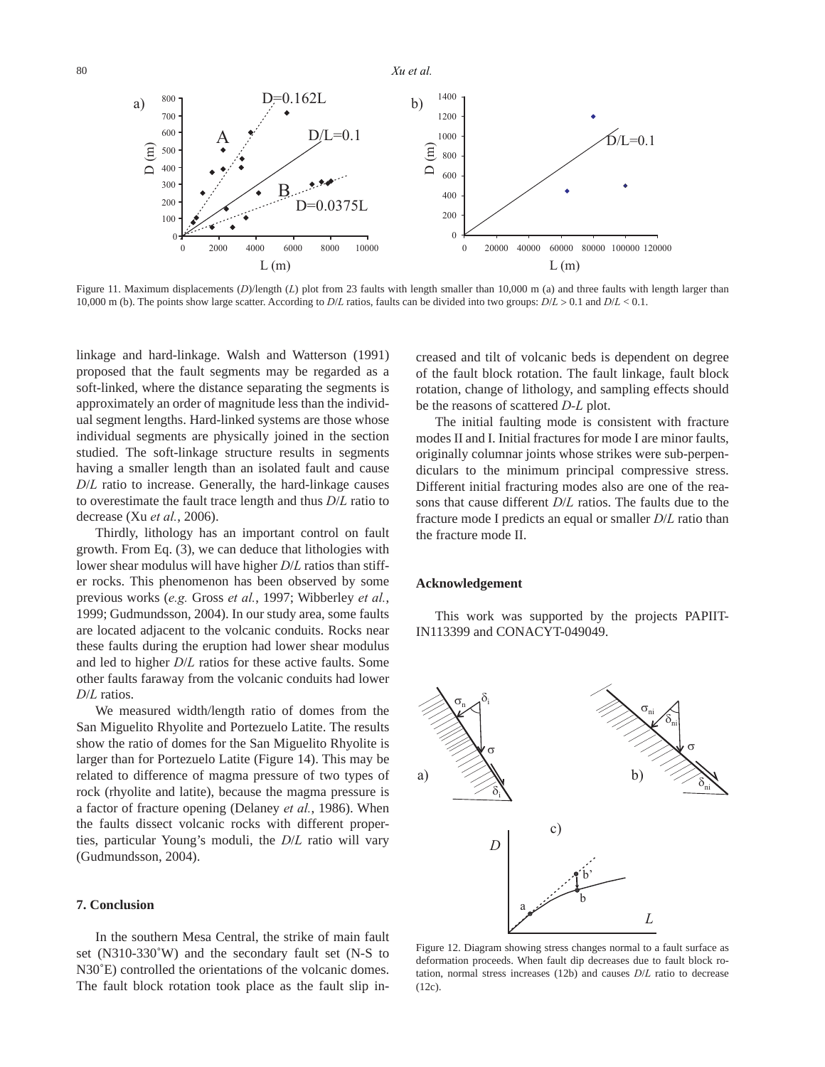Figure 11. Maximum displacements ($D$)/length ($L$) plot from 23 faults with length smaller than 10,000 m (a) and three faults with length larger than 10,000 m (b). The points show large scatter. According to $D/L$ ratios, faults can be divided into two groups: $D/L > 0.1$ and $D/L < 0.1$.

linkage and hard-linkage. Walsh and Watterson (1991) proposed that the fault segments may be regarded as a soft-linked, where the distance separating the segments is approximately an order of magnitude less than the individual segment lengths. Hard-linked systems are those whose individual segments are physically joined in the section studied. The soft-linkage structure results in segments having a smaller length than an isolated fault and cause $D/L$ ratio to increase. Generally, the hard-linkage causes to overestimate the fault trace length and thus $D/L$ ratio to decrease (Xu *et al.*, 2006).

Thirdly, lithology has an important control on fault growth. From Eq. (3), we can deduce that lithologies with lower shear modulus will have higher $D/L$ ratios than stiffer rocks. This phenomenon has been observed by some previous works (*e.g.* Gross *et al.*, 1997; Wibberley *et al.*, 1999; Gudmundsson, 2004). In our study area, some faults are located adjacent to the volcanic conduits. Rocks near these faults during the eruption had lower shear modulus and led to higher $D/L$ ratios for these active faults. Some other faults faraway from the volcanic conduits had lower $D/L$ ratios.

We measured width/length ratio of domes from the San Miguelito Rhyolite and Portezuelo Latite. The results show the ratio of domes for the San Miguelito Rhyolite is larger than for Portezuelo Latite (Figure 14). This may be related to difference of magma pressure of two types of rock (rhyolite and latite), because the magma pressure is a factor of fracture opening (Delaney *et al.*, 1986). When the faults dissect volcanic rocks with different properties, particular Young's moduli, the $D/L$ ratio will vary (Gudmundsson, 2004).

## 7. Conclusion

In the southern Mesa Central, the strike of main fault set (N310-330˚W) and the secondary fault set (N-S to N30˚E) controlled the orientations of the volcanic domes. The fault block rotation took place as the fault slip increased and tilt of volcanic beds is dependent on degree of the fault block rotation. The fault linkage, fault block rotation, change of lithology, and sampling effects should be the reasons of scattered *D-L* plot.

The initial faulting mode is consistent with fracture modes II and I. Initial fractures for mode I are minor faults, originally columnar joints whose strikes were sub-perpendiculars to the minimum principal compressive stress. Different initial fracturing modes also are one of the reasons that cause different $D/L$ ratios. The faults due to the fracture mode I predicts an equal or smaller $D/L$ ratio than the fracture mode II.

## Acknowledgement

This work was supported by the projects PAPIIT-IN113399 and CONACYT-049049.

Figure 12. Diagram showing stress changes normal to a fault surface as deformation proceeds. When fault dip decreases due to fault block rotation, normal stress increases (12b) and causes $D/L$ ratio to decrease (12c).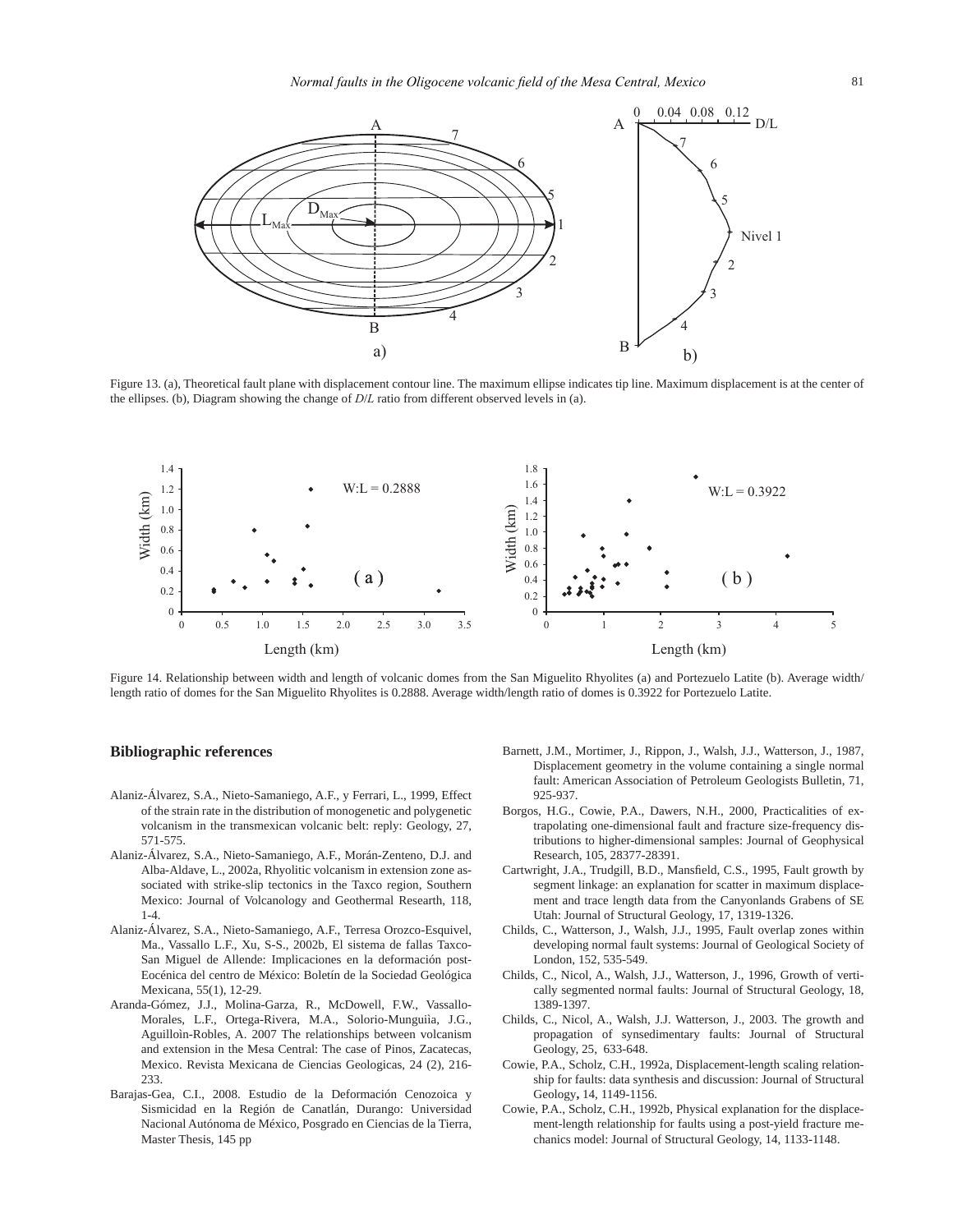Figure 13. (a), Theoretical fault plane with displacement contour line. The maximum ellipse indicates tip line. Maximum displacement is at the center of the ellipses. (b), Diagram showing the change of *D*/*L* ratio from different observed levels in (a).

Figure 14. Relationship between width and length of volcanic domes from the San Miguelito Rhyolites (a) and Portezuelo Latite (b). Average width/length ratio of domes for the San Miguelito Rhyolites is 0.2888. Average width/length ratio of domes is 0.3922 for Portezuelo Latite.

## Bibliographic references

Alaniz-Álvarez, S.A., Nieto-Samaniego, A.F., y Ferrari, L., 1999, Effect of the strain rate in the distribution of monogenetic and polygenetic volcanism in the transmexican volcanic belt: reply: Geology, 27, 571-575.

Alaniz-Álvarez, S.A., Nieto-Samaniego, A.F., Morán-Zenteno, D.J. and Alba-Aldave, L., 2002a, Rhyolitic volcanism in extension zone associated with strike-slip tectonics in the Taxco region, Southern Mexico: Journal of Volcanology and Geothermal Researth, 118, 1-4.

Alaniz-Álvarez, S.A., Nieto-Samaniego, A.F., Terresa Orozco-Esquivel, Ma., Vassallo L.F., Xu, S-S., 2002b, El sistema de fallas Taxco-San Miguel de Allende: Implicaciones en la deformación post-Eocénica del centro de México: Boletín de la Sociedad Geológica Mexicana, 55(1), 12-29.

Aranda-Gómez, J.J., Molina-Garza, R., McDowell, F.W., Vassallo-Morales, L.F., Ortega-Rivera, M.A., Solorio-Munguìa, J.G., Aguillòin-Robles, A. 2007 The relationships between volcanism and extension in the Mesa Central: The case of Pinos, Zacatecas, Mexico. Revista Mexicana de Ciencias Geologicas, 24 (2), 216-233.

Barajas-Gea, C.I., 2008. Estudio de la Deformación Cenozoica y Sismicidad en la Región de Canatlán, Durango: Universidad Nacional Autónoma de México, Posgrado en Ciencias de la Tierra, Master Thesis, 145 pp

Barnett, J.M., Mortimer, J., Rippon, J., Walsh, J.J., Watterson, J., 1987, Displacement geometry in the volume containing a single normal fault: American Association of Petroleum Geologists Bulletin, 71, 925-937.

Borgos, H.G., Cowie, P.A., Dawers, N.H., 2000, Practicalities of extrapolating one-dimensional fault and fracture size-frequency distributions to higher-dimensional samples: Journal of Geophysical Research, 105, 28377-28391.

Cartwright, J.A., Trudgill, B.D., Mansfield, C.S., 1995, Fault growth by segment linkage: an explanation for scatter in maximum displacement and trace length data from the Canyonlands Grabens of SE Utah: Journal of Structural Geology, 17, 1319-1326.

Childs, C., Watterson, J., Walsh, J.J., 1995, Fault overlap zones within developing normal fault systems: Journal of Geological Society of London, 152, 535-549.

Childs, C., Nicol, A., Walsh, J.J., Watterson, J., 1996, Growth of vertically segmented normal faults: Journal of Structural Geology, 18, 1389-1397.

Childs, C., Nicol, A., Walsh, J.J. Watterson, J., 2003. The growth and propagation of synsedimentary faults: Journal of Structural Geology, 25, 633-648.

Cowie, P.A., Scholz, C.H., 1992a, Displacement-length scaling relationship for faults: data synthesis and discussion: Journal of Structural Geology**,** 14, 1149-1156.

Cowie, P.A., Scholz, C.H., 1992b, Physical explanation for the displacement-length relationship for faults using a post-yield fracture mechanics model: Journal of Structural Geology, 14, 1133-1148.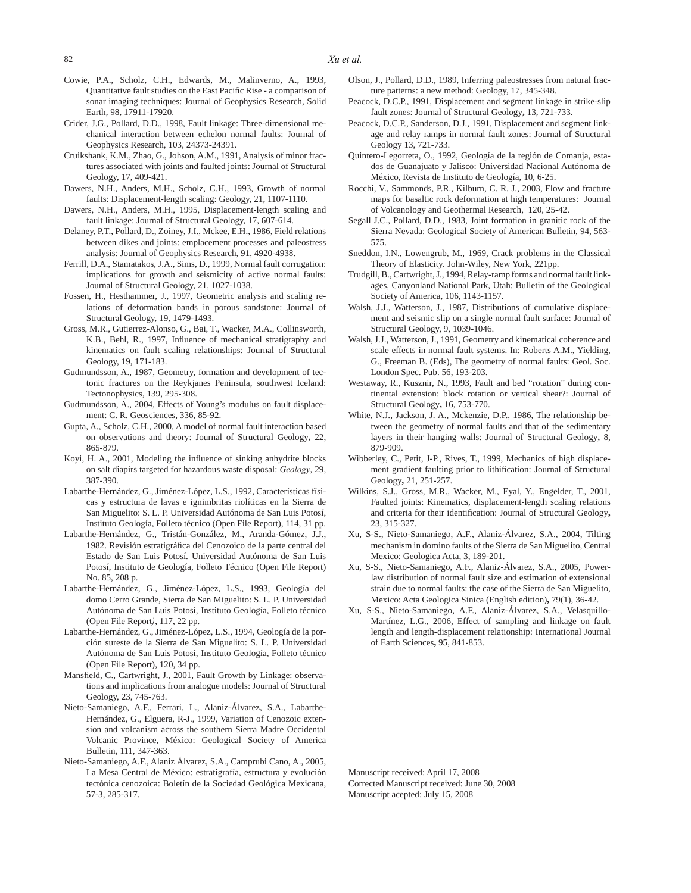Cowie, P.A., Scholz, C.H., Edwards, M., Malinverno, A., 1993, Quantitative fault studies on the East Pacific Rise - a comparison of sonar imaging techniques: Journal of Geophysics Research, Solid Earth, 98, 17911-17920.

Crider, J.G., Pollard, D.D., 1998, Fault linkage: Three-dimensional mechanical interaction between echelon normal faults: Journal of Geophysics Research, 103, 24373-24391.

Cruikshank, K.M., Zhao, G., Johson, A.M., 1991, Analysis of minor fractures associated with joints and faulted joints: Journal of Structural Geology, 17, 409-421.

Dawers, N.H., Anders, M.H., Scholz, C.H., 1993, Growth of normal faults: Displacement-length scaling: Geology, 21, 1107-1110.

Dawers, N.H., Anders, M.H., 1995, Displacement-length scaling and fault linkage: Journal of Structural Geology, 17, 607-614.

Delaney, P.T., Pollard, D., Zoiney, J.I., Mckee, E.H., 1986, Field relations between dikes and joints: emplacement processes and paleostress analysis: Journal of Geophysics Research, 91, 4920-4938.

Ferrill, D.A., Stamatakos, J.A., Sims, D., 1999, Normal fault corrugation: implications for growth and seismicity of active normal faults: Journal of Structural Geology, 21, 1027-1038.

Fossen, H., Hesthammer, J., 1997, Geometric analysis and scaling relations of deformation bands in porous sandstone: Journal of Structural Geology, 19, 1479-1493.

Gross, M.R., Gutierrez-Alonso, G., Bai, T., Wacker, M.A., Collinsworth, K.B., Behl, R., 1997, Influence of mechanical stratigraphy and kinematics on fault scaling relationships: Journal of Structural Geology, 19, 171-183.

Gudmundsson, A., 1987, Geometry, formation and development of tectonic fractures on the Reykjanes Peninsula, southwest Iceland: Tectonophysics, 139, 295-308.

Gudmundsson, A., 2004, Effects of Young's modulus on fault displacement: C. R. Geosciences, 336, 85-92.

Gupta, A., Scholz, C.H., 2000, A model of normal fault interaction based on observations and theory: Journal of Structural Geology**,** 22, 865-879.

Koyi, H. A., 2001, Modeling the influence of sinking anhydrite blocks on salt diapirs targeted for hazardous waste disposal: *Geology*, 29, 387-390.

Labarthe-Hernández, G., Jiménez-López, L.S., 1992, Características físicas y estructura de lavas e ignimbritas riolíticas en la Sierra de San Miguelito: S. L. P. Universidad Autónoma de San Luis Potosí, Instituto Geología, Folleto técnico (Open File Report), 114, 31 pp.

Labarthe-Hernández, G., Tristán-González, M., Aranda-Gómez, J.J., 1982. Revisión estratigráfica del Cenozoico de la parte central del Estado de San Luis Potosí. Universidad Autónoma de San Luis Potosí, Instituto de Geología, Folleto Técnico (Open File Report) No. 85, 208 p.

Labarthe-Hernández, G., Jiménez-López, L.S., 1993, Geología del domo Cerro Grande, Sierra de San Miguelito: S. L. P. Universidad Autónoma de San Luis Potosí, Instituto Geología, Folleto técnico (Open File Report*)*, 117, 22 pp.

Labarthe-Hernández, G., Jiménez-López, L.S., 1994, Geología de la porción sureste de la Sierra de San Miguelito: S. L. P. Universidad Autónoma de San Luis Potosí, Instituto Geología, Folleto técnico (Open File Report), 120, 34 pp.

Mansfield, C., Cartwright, J., 2001, Fault Growth by Linkage: observations and implications from analogue models: Journal of Structural Geology, 23, 745-763.

Nieto-Samaniego, A.F., Ferrari, L., Alaniz-Álvarez, S.A., Labarthe-Hernández, G., Elguera, R-J., 1999, Variation of Cenozoic extension and volcanism across the southern Sierra Madre Occidental Volcanic Province, México: Geological Society of America Bulletin**,** 111, 347-363.

Nieto-Samaniego, A.F., Alaniz Álvarez, S.A., Camprubi Cano, A., 2005, La Mesa Central de México: estratigrafía, estructura y evolución tectónica cenozoica: Boletín de la Sociedad Geológica Mexicana, 57-3, 285-317.

Olson, J., Pollard, D.D., 1989, Inferring paleostresses from natural fracture patterns: a new method: Geology, 17, 345-348.

Peacock, D.C.P., 1991, Displacement and segment linkage in strike-slip fault zones: Journal of Structural Geology**,** 13, 721-733.

Peacock, D.C.P., Sanderson, D.J., 1991, Displacement and segment linkage and relay ramps in normal fault zones: Journal of Structural Geology 13, 721-733.

Quintero-Legorreta, O., 1992, Geología de la región de Comanja, estados de Guanajuato y Jalisco: Universidad Nacional Autónoma de México, Revista de Instituto de Geología, 10, 6-25.

Rocchi, V., Sammonds, P.R., Kilburn, C. R. J., 2003, Flow and fracture maps for basaltic rock deformation at high temperatures: Journal of Volcanology and Geothermal Research, 120, 25-42.

Segall J.C., Pollard, D.D., 1983, Joint formation in granitic rock of the Sierra Nevada: Geological Society of American Bulletin, 94, 563-575.

Sneddon, I.N., Lowengrub, M., 1969, Crack problems in the Classical Theory of Elasticity. John-Wiley, New York, 221pp.

Trudgill, B., Cartwright, J., 1994, Relay-ramp forms and normal fault linkages, Canyonland National Park, Utah: Bulletin of the Geological Society of America, 106, 1143-1157.

Walsh, J.J., Watterson, J., 1987, Distributions of cumulative displacement and seismic slip on a single normal fault surface: Journal of Structural Geology, 9, 1039-1046.

Walsh, J.J., Watterson, J., 1991, Geometry and kinematical coherence and scale effects in normal fault systems. In: Roberts A.M., Yielding, G., Freeman B. (Eds), The geometry of normal faults: Geol. Soc. London Spec. Pub. 56, 193-203.

Westaway, R., Kusznir, N., 1993, Fault and bed "rotation" during continental extension: block rotation or vertical shear?: Journal of Structural Geology**,** 16, 753-770.

White, N.J., Jackson, J. A., Mckenzie, D.P., 1986, The relationship between the geometry of normal faults and that of the sedimentary layers in their hanging walls: Journal of Structural Geology**,** 8, 879-909.

Wibberley, C., Petit, J-P., Rives, T., 1999, Mechanics of high displacement gradient faulting prior to lithification: Journal of Structural Geology**,** 21, 251-257.

Wilkins, S.J., Gross, M.R., Wacker, M., Eyal, Y., Engelder, T., 2001, Faulted joints: Kinematics, displacement-length scaling relations and criteria for their identification: Journal of Structural Geology**,** 23, 315-327.

Xu, S-S., Nieto-Samaniego, A.F., Alaniz-Álvarez, S.A., 2004, Tilting mechanism in domino faults of the Sierra de San Miguelito, Central Mexico: Geologica Acta, 3, 189-201.

Xu, S-S., Nieto-Samaniego, A.F., Alaniz-Álvarez, S.A., 2005, Power-law distribution of normal fault size and estimation of extensional strain due to normal faults: the case of the Sierra de San Miguelito, Mexico: Acta Geologica Sinica (English edition)**,** 79(1), 36-42.

Xu, S-S., Nieto-Samaniego, A.F., Alaniz-Álvarez, S.A., Velasquillo-Martínez, L.G., 2006, Effect of sampling and linkage on fault length and length-displacement relationship: International Journal of Earth Sciences**,** 95, 841-853.

Manuscript received: April 17, 2008
Corrected Manuscript received: June 30, 2008
Manuscript acepted: July 15, 2008